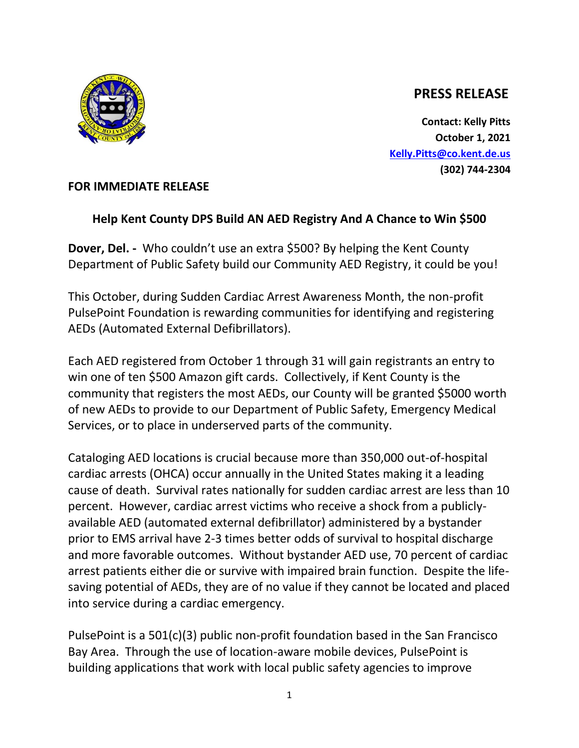# PRESS RELEASE

**Contact: Kelly Pitts**
**October 1, 2021**
**[Kelly.Pitts@co.kent.de.us](mailto:Kelly.Pitts@co.kent.de.us)**
**(302) 744-2304**

**FOR IMMEDIATE RELEASE**

## Help Kent County DPS Build AN AED Registry And A Chance to Win $500

**Dover, Del. -** Who couldn't use an extra $500? By helping the Kent County Department of Public Safety build our Community AED Registry, it could be you!

This October, during Sudden Cardiac Arrest Awareness Month, the non-profit PulsePoint Foundation is rewarding communities for identifying and registering AEDs (Automated External Defibrillators).

Each AED registered from October 1 through 31 will gain registrants an entry to win one of ten $500 Amazon gift cards. Collectively, if Kent County is the community that registers the most AEDs, our County will be granted $5000 worth of new AEDs to provide to our Department of Public Safety, Emergency Medical Services, or to place in underserved parts of the community.

Cataloging AED locations is crucial because more than 350,000 out-of-hospital cardiac arrests (OHCA) occur annually in the United States making it a leading cause of death. Survival rates nationally for sudden cardiac arrest are less than 10 percent. However, cardiac arrest victims who receive a shock from a publicly-available AED (automated external defibrillator) administered by a bystander prior to EMS arrival have 2-3 times better odds of survival to hospital discharge and more favorable outcomes. Without bystander AED use, 70 percent of cardiac arrest patients either die or survive with impaired brain function. Despite the life-saving potential of AEDs, they are of no value if they cannot be located and placed into service during a cardiac emergency.

PulsePoint is a 501(c)(3) public non-profit foundation based in the San Francisco Bay Area. Through the use of location-aware mobile devices, PulsePoint is building applications that work with local public safety agencies to improve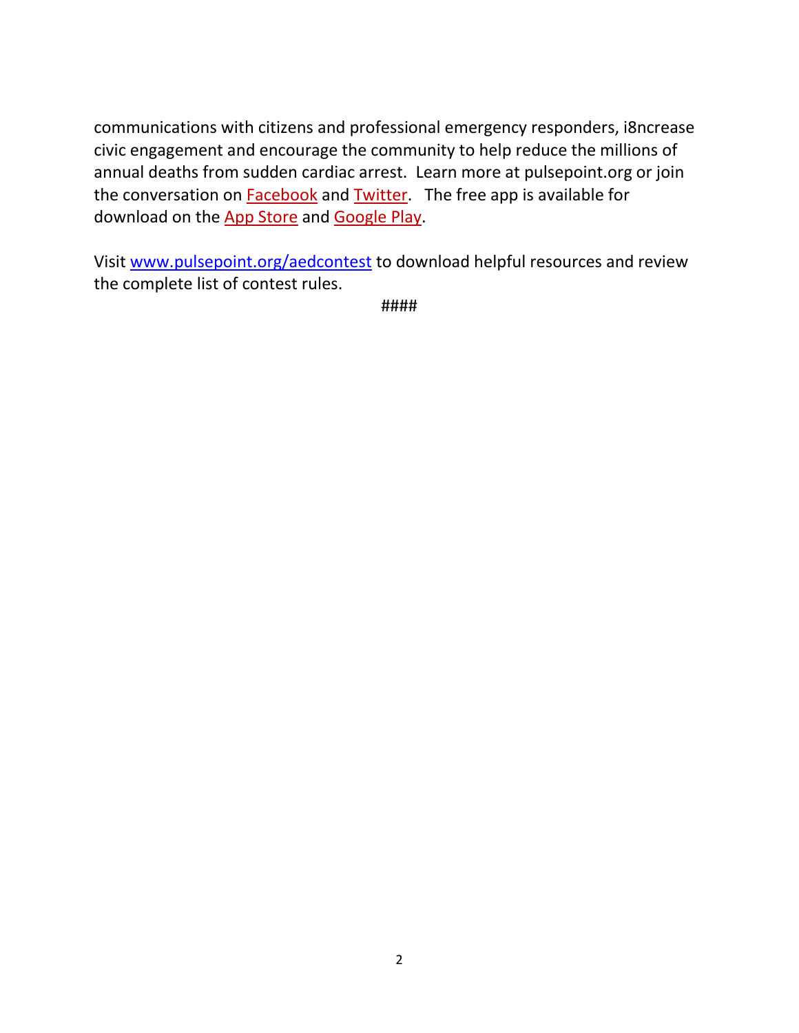communications with citizens and professional emergency responders, i8ncrease civic engagement and encourage the community to help reduce the millions of annual deaths from sudden cardiac arrest.  Learn more at pulsepoint.org or join the conversation on Facebook and Twitter.   The free app is available for download on the App Store and Google Play.

Visit www.pulsepoint.org/aedcontest to download helpful resources and review the complete list of contest rules.

####